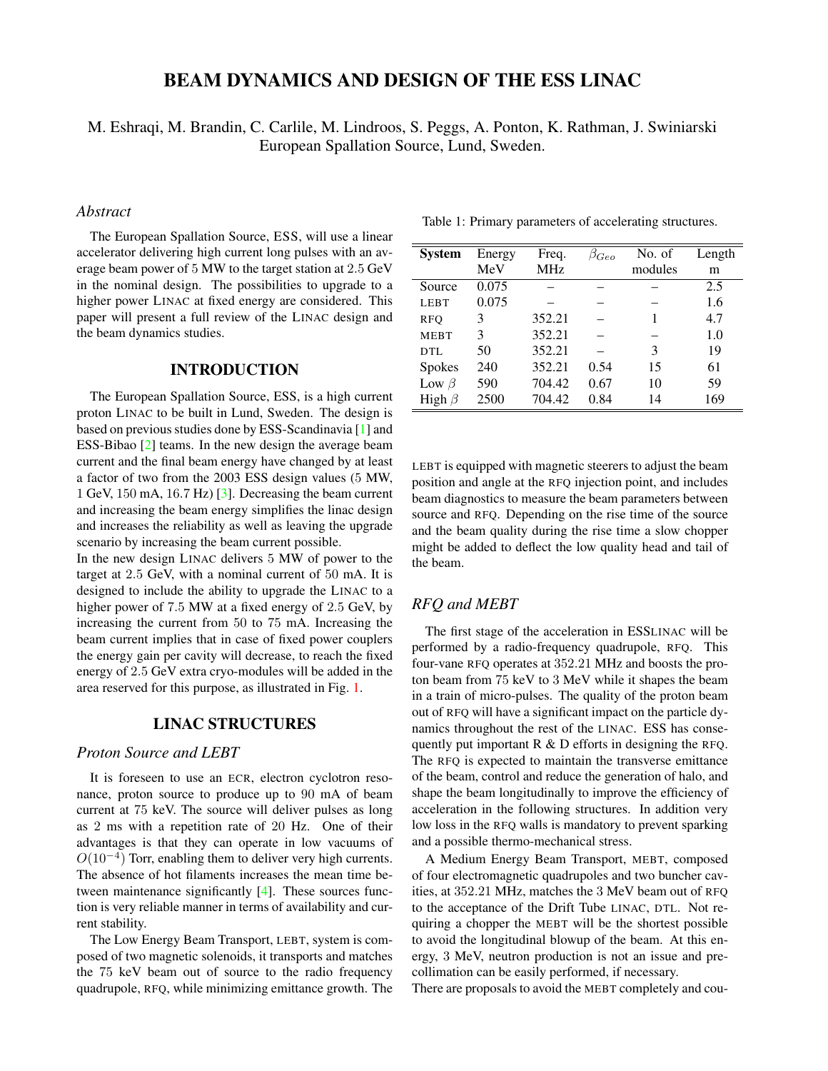# BEAM DYNAMICS AND DESIGN OF THE ESS LINAC

M. Eshraqi, M. Brandin, C. Carlile, M. Lindroos, S. Peggs, A. Ponton, K. Rathman, J. Swiniarski
European Spallation Source, Lund, Sweden.

## *Abstract*

The European Spallation Source, ESS, will use a linear accelerator delivering high current long pulses with an average beam power of 5 MW to the target station at 2.5 GeV in the nominal design. The possibilities to upgrade to a higher power LINAC at fixed energy are considered. This paper will present a full review of the LINAC design and the beam dynamics studies.

## INTRODUCTION

The European Spallation Source, ESS, is a high current proton LINAC to be built in Lund, Sweden. The design is based on previous studies done by ESS-Scandinavia [1] and ESS-Bibao [2] teams. In the new design the average beam current and the final beam energy have changed by at least a factor of two from the 2003 ESS design values (5 MW, 1 GeV, 150 mA, 16.7 Hz) [3]. Decreasing the beam current and increasing the beam energy simplifies the linac design and increases the reliability as well as leaving the upgrade scenario by increasing the beam current possible.
In the new design LINAC delivers 5 MW of power to the target at 2.5 GeV, with a nominal current of 50 mA. It is designed to include the ability to upgrade the LINAC to a higher power of 7.5 MW at a fixed energy of 2.5 GeV, by increasing the current from 50 to 75 mA. Increasing the beam current implies that in case of fixed power couplers the energy gain per cavity will decrease, to reach the fixed energy of 2.5 GeV extra cryo-modules will be added in the area reserved for this purpose, as illustrated in Fig. 1.

## LINAC STRUCTURES

### *Proton Source and LEBT*

It is foreseen to use an ECR, electron cyclotron resonance, proton source to produce up to 90 mA of beam current at 75 keV. The source will deliver pulses as long as 2 ms with a repetition rate of 20 Hz. One of their advantages is that they can operate in low vacuums of $O(10^{-4})$ Torr, enabling them to deliver very high currents. The absence of hot filaments increases the mean time between maintenance significantly [4]. These sources function is very reliable manner in terms of availability and current stability.

The Low Energy Beam Transport, LEBT, system is composed of two magnetic solenoids, it transports and matches the 75 keV beam out of source to the radio frequency quadrupole, RFQ, while minimizing emittance growth. The LEBT is equipped with magnetic steerers to adjust the beam position and angle at the RFQ injection point, and includes beam diagnostics to measure the beam parameters between source and RFQ. Depending on the rise time of the source and the beam quality during the rise time a slow chopper might be added to deflect the low quality head and tail of the beam.

Table 1: Primary parameters of accelerating structures.

| System | Energy MeV | Freq. MHz | $\beta_{Geo}$ | No. of modules | Length m |
|---|---|---|---|---|---|
| Source | 0.075 | – | – | – | 2.5 |
| LEBT | 0.075 | – | – | – | 1.6 |
| RFQ | 3 | 352.21 | – | 1 | 4.7 |
| MEBT | 3 | 352.21 | – | – | 1.0 |
| DTL | 50 | 352.21 | – | 3 | 19 |
| Spokes | 240 | 352.21 | 0.54 | 15 | 61 |
| Low $\beta$ | 590 | 704.42 | 0.67 | 10 | 59 |
| High $\beta$ | 2500 | 704.42 | 0.84 | 14 | 169 |

### *RFQ and MEBT*

The first stage of the acceleration in ESSLINAC will be performed by a radio-frequency quadrupole, RFQ. This four-vane RFQ operates at 352.21 MHz and boosts the proton beam from 75 keV to 3 MeV while it shapes the beam in a train of micro-pulses. The quality of the proton beam out of RFQ will have a significant impact on the particle dynamics throughout the rest of the LINAC. ESS has consequently put important R & D efforts in designing the RFQ. The RFQ is expected to maintain the transverse emittance of the beam, control and reduce the generation of halo, and shape the beam longitudinally to improve the efficiency of acceleration in the following structures. In addition very low loss in the RFQ walls is mandatory to prevent sparking and a possible thermo-mechanical stress.

A Medium Energy Beam Transport, MEBT, composed of four electromagnetic quadrupoles and two buncher cavities, at 352.21 MHz, matches the 3 MeV beam out of RFQ to the acceptance of the Drift Tube LINAC, DTL. Not requiring a chopper the MEBT will be the shortest possible to avoid the longitudinal blowup of the beam. At this energy, 3 MeV, neutron production is not an issue and pre-collimation can be easily performed, if necessary.
There are proposals to avoid the MEBT completely and cou-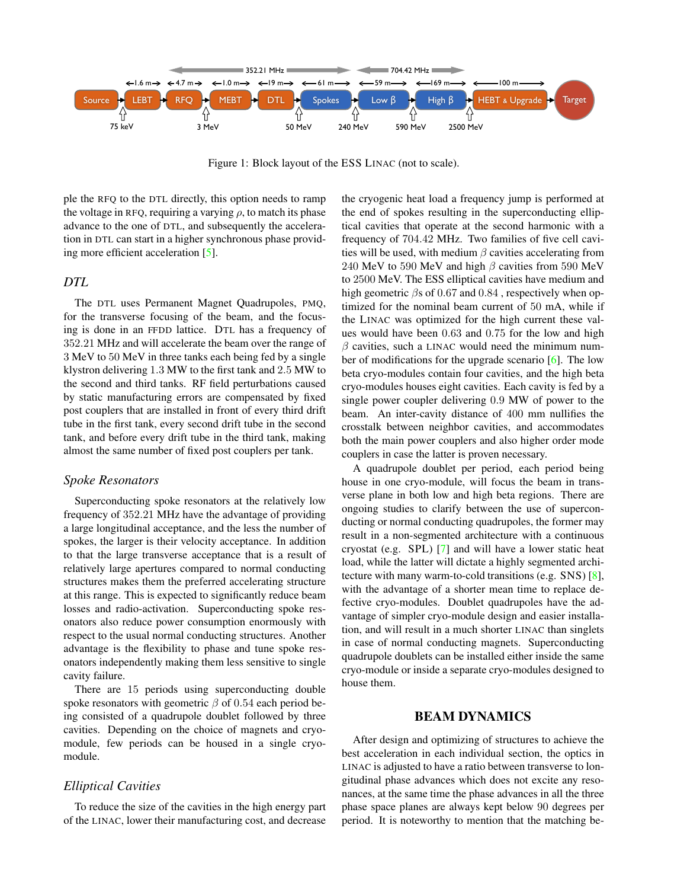Figure 1: Block layout of the ESS LINAC (not to scale).

ple the RFQ to the DTL directly, this option needs to ramp the voltage in RFQ, requiring a varying $\rho$, to match its phase advance to the one of DTL, and subsequently the acceleration in DTL can start in a higher synchronous phase providing more efficient acceleration [5].

### *DTL*

The DTL uses Permanent Magnet Quadrupoles, PMQ, for the transverse focusing of the beam, and the focusing is done in an FFDD lattice. DTL has a frequency of 352.21 MHz and will accelerate the beam over the range of 3 MeV to 50 MeV in three tanks each being fed by a single klystron delivering 1.3 MW to the first tank and 2.5 MW to the second and third tanks. RF field perturbations caused by static manufacturing errors are compensated by fixed post couplers that are installed in front of every third drift tube in the first tank, every second drift tube in the second tank, and before every drift tube in the third tank, making almost the same number of fixed post couplers per tank.

### *Spoke Resonators*

Superconducting spoke resonators at the relatively low frequency of 352.21 MHz have the advantage of providing a large longitudinal acceptance, and the less the number of spokes, the larger is their velocity acceptance. In addition to that the large transverse acceptance that is a result of relatively large apertures compared to normal conducting structures makes them the preferred accelerating structure at this range. This is expected to significantly reduce beam losses and radio-activation. Superconducting spoke resonators also reduce power consumption enormously with respect to the usual normal conducting structures. Another advantage is the flexibility to phase and tune spoke resonators independently making them less sensitive to single cavity failure.

There are 15 periods using superconducting double spoke resonators with geometric $\beta$ of 0.54 each period being consisted of a quadrupole doublet followed by three cavities. Depending on the choice of magnets and cryo-module, few periods can be housed in a single cryo-module.

### *Elliptical Cavities*

To reduce the size of the cavities in the high energy part of the LINAC, lower their manufacturing cost, and decrease the cryogenic heat load a frequency jump is performed at the end of spokes resulting in the superconducting elliptical cavities that operate at the second harmonic with a frequency of 704.42 MHz. Two families of five cell cavities will be used, with medium $\beta$ cavities accelerating from 240 MeV to 590 MeV and high $\beta$ cavities from 590 MeV to 2500 MeV. The ESS elliptical cavities have medium and high geometric $\beta$s of 0.67 and 0.84 , respectively when optimized for the nominal beam current of 50 mA, while if the LINAC was optimized for the high current these values would have been 0.63 and 0.75 for the low and high $\beta$ cavities, such a LINAC would need the minimum number of modifications for the upgrade scenario [6]. The low beta cryo-modules contain four cavities, and the high beta cryo-modules houses eight cavities. Each cavity is fed by a single power coupler delivering 0.9 MW of power to the beam. An inter-cavity distance of 400 mm nullifies the crosstalk between neighbor cavities, and accommodates both the main power couplers and also higher order mode couplers in case the latter is proven necessary.

A quadrupole doublet per period, each period being house in one cryo-module, will focus the beam in transverse plane in both low and high beta regions. There are ongoing studies to clarify between the use of superconducting or normal conducting quadrupoles, the former may result in a non-segmented architecture with a continuous cryostat (e.g. SPL) [7] and will have a lower static heat load, while the latter will dictate a highly segmented architecture with many warm-to-cold transitions (e.g. SNS) [8], with the advantage of a shorter mean time to replace defective cryo-modules. Doublet quadrupoles have the advantage of simpler cryo-module design and easier installation, and will result in a much shorter LINAC than singlets in case of normal conducting magnets. Superconducting quadrupole doublets can be installed either inside the same cryo-module or inside a separate cryo-modules designed to house them.

## BEAM DYNAMICS

After design and optimizing of structures to achieve the best acceleration in each individual section, the optics in LINAC is adjusted to have a ratio between transverse to longitudinal phase advances which does not excite any resonances, at the same time the phase advances in all the three phase space planes are always kept below 90 degrees per period. It is noteworthy to mention that the matching be-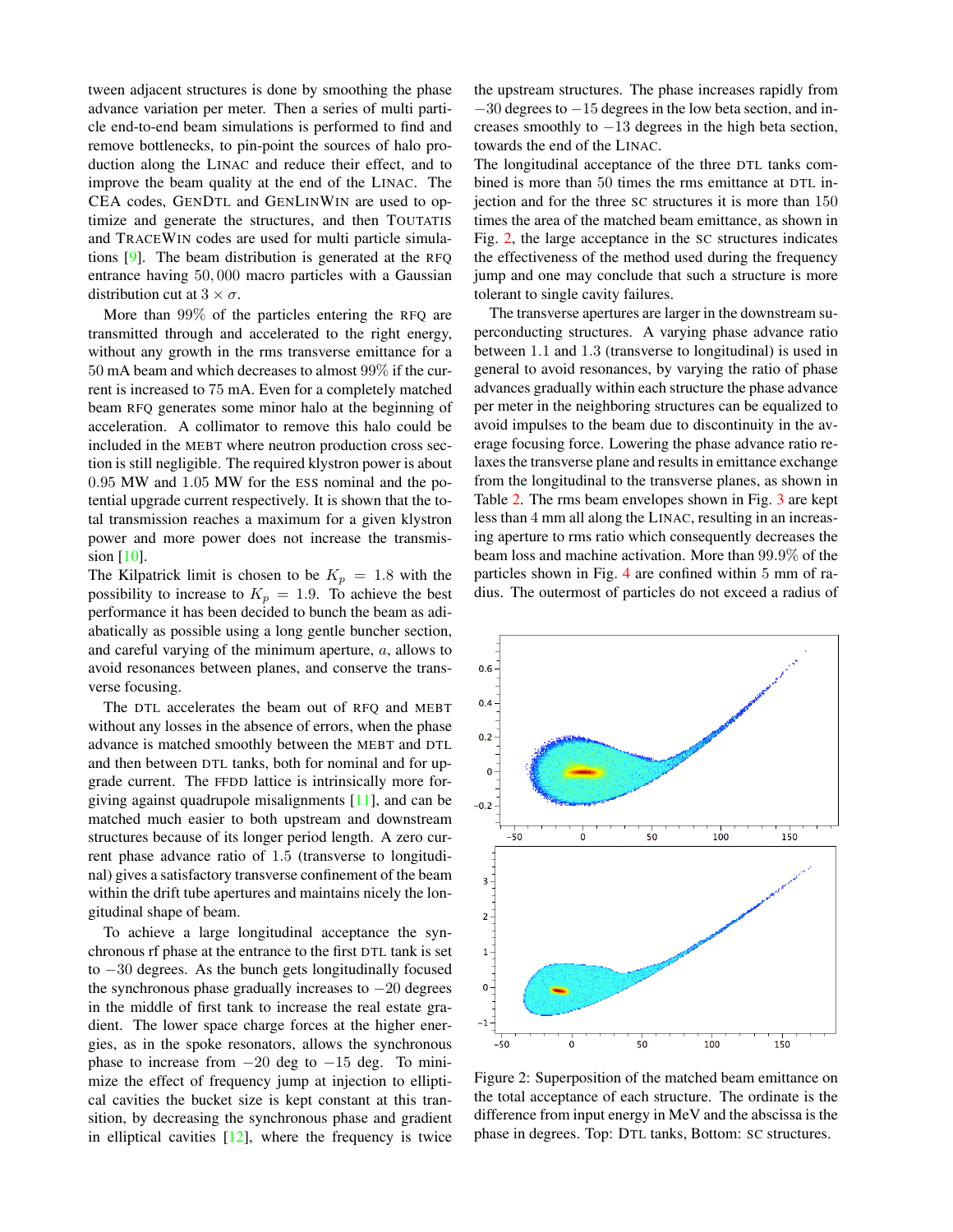tween adjacent structures is done by smoothing the phase advance variation per meter. Then a series of multi particle end-to-end beam simulations is performed to find and remove bottlenecks, to pin-point the sources of halo production along the LINAC and reduce their effect, and to improve the beam quality at the end of the LINAC. The CEA codes, GENDTL and GENLINWIN are used to optimize and generate the structures, and then TOUTATIS and TRACEWIN codes are used for multi particle simulations [9]. The beam distribution is generated at the RFQ entrance having $50,000$ macro particles with a Gaussian distribution cut at $3 \times \sigma$.

More than $99\%$ of the particles entering the RFQ are transmitted through and accelerated to the right energy, without any growth in the rms transverse emittance for a $50$ mA beam and which decreases to almost $99\%$ if the current is increased to $75$ mA. Even for a completely matched beam RFQ generates some minor halo at the beginning of acceleration. A collimator to remove this halo could be included in the MEBT where neutron production cross section is still negligible. The required klystron power is about $0.95$ MW and $1.05$ MW for the ESS nominal and the potential upgrade current respectively. It is shown that the total transmission reaches a maximum for a given klystron power and more power does not increase the transmission [10].

The Kilpatrick limit is chosen to be $K_p = 1.8$ with the possibility to increase to $K_p = 1.9$. To achieve the best performance it has been decided to bunch the beam as adiabatically as possible using a long gentle buncher section, and careful varying of the minimum aperture, $a$, allows to avoid resonances between planes, and conserve the transverse focusing.

The DTL accelerates the beam out of RFQ and MEBT without any losses in the absence of errors, when the phase advance is matched smoothly between the MEBT and DTL and then between DTL tanks, both for nominal and for upgrade current. The FFDD lattice is intrinsically more forgiving against quadrupole misalignments [11], and can be matched much easier to both upstream and downstream structures because of its longer period length. A zero current phase advance ratio of $1.5$ (transverse to longitudinal) gives a satisfactory transverse confinement of the beam within the drift tube apertures and maintains nicely the longitudinal shape of beam.

To achieve a large longitudinal acceptance the synchronous rf phase at the entrance to the first DTL tank is set to $-30$ degrees. As the bunch gets longitudinally focused the synchronous phase gradually increases to $-20$ degrees in the middle of first tank to increase the real estate gradient. The lower space charge forces at the higher energies, as in the spoke resonators, allows the synchronous phase to increase from $-20$ deg to $-15$ deg. To minimize the effect of frequency jump at injection to elliptical cavities the bucket size is kept constant at this transition, by decreasing the synchronous phase and gradient in elliptical cavities [12], where the frequency is twice the upstream structures. The phase increases rapidly from $-30$ degrees to $-15$ degrees in the low beta section, and increases smoothly to $-13$ degrees in the high beta section, towards the end of the LINAC.

The longitudinal acceptance of the three DTL tanks combined is more than $50$ times the rms emittance at DTL injection and for the three SC structures it is more than $150$ times the area of the matched beam emittance, as shown in Fig. 2, the large acceptance in the SC structures indicates the effectiveness of the method used during the frequency jump and one may conclude that such a structure is more tolerant to single cavity failures.

The transverse apertures are larger in the downstream superconducting structures. A varying phase advance ratio between $1.1$ and $1.3$ (transverse to longitudinal) is used in general to avoid resonances, by varying the ratio of phase advances gradually within each structure the phase advance per meter in the neighboring structures can be equalized to avoid impulses to the beam due to discontinuity in the average focusing force. Lowering the phase advance ratio relaxes the transverse plane and results in emittance exchange from the longitudinal to the transverse planes, as shown in Table 2. The rms beam envelopes shown in Fig. 3 are kept less than $4$ mm all along the LINAC, resulting in an increasing aperture to rms ratio which consequently decreases the beam loss and machine activation. More than $99.9\%$ of the particles shown in Fig. 4 are confined within $5$ mm of radius. The outermost of particles do not exceed a radius of

Figure 2: Superposition of the matched beam emittance on the total acceptance of each structure. The ordinate is the difference from input energy in MeV and the abscissa is the phase in degrees. Top: DTL tanks, Bottom: SC structures.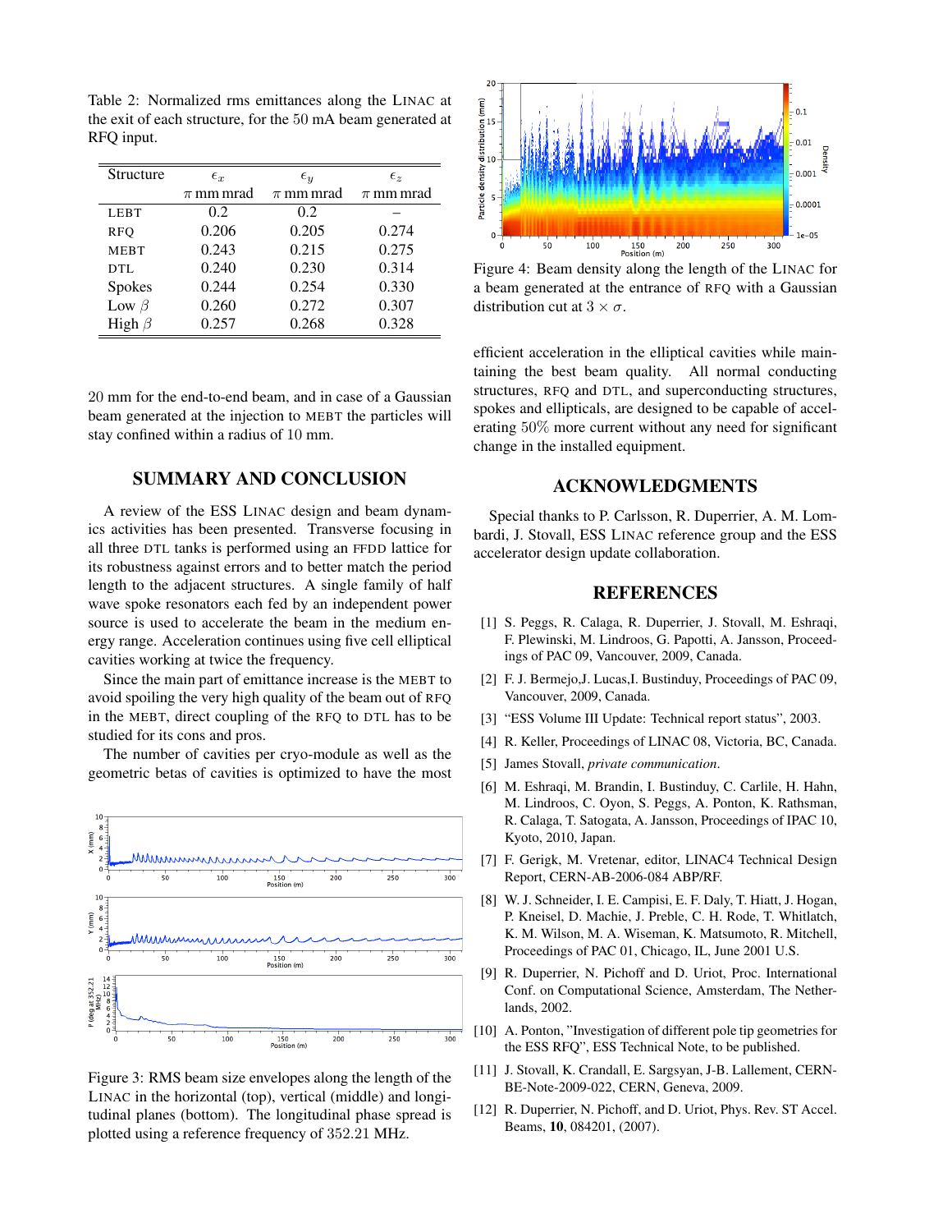Table 2: Normalized rms emittances along the LINAC at the exit of each structure, for the 50 mA beam generated at RFQ input.

| Structure | $\epsilon_x$ | $\epsilon_y$ | $\epsilon_z$ |
|---|---|---|---|
| | $\pi$ mm mrad | $\pi$ mm mrad | $\pi$ mm mrad |
| LEBT | 0.2 | 0.2 | – |
| RFQ | 0.206 | 0.205 | 0.274 |
| MEBT | 0.243 | 0.215 | 0.275 |
| DTL | 0.240 | 0.230 | 0.314 |
| Spokes | 0.244 | 0.254 | 0.330 |
| Low $\beta$ | 0.260 | 0.272 | 0.307 |
| High $\beta$ | 0.257 | 0.268 | 0.328 |

20 mm for the end-to-end beam, and in case of a Gaussian beam generated at the injection to MEBT the particles will stay confined within a radius of 10 mm.

## SUMMARY AND CONCLUSION

A review of the ESS LINAC design and beam dynamics activities has been presented. Transverse focusing in all three DTL tanks is performed using an FFDD lattice for its robustness against errors and to better match the period length to the adjacent structures. A single family of half wave spoke resonators each fed by an independent power source is used to accelerate the beam in the medium energy range. Acceleration continues using five cell elliptical cavities working at twice the frequency.

Since the main part of emittance increase is the MEBT to avoid spoiling the very high quality of the beam out of RFQ in the MEBT, direct coupling of the RFQ to DTL has to be studied for its cons and pros.

The number of cavities per cryo-module as well as the geometric betas of cavities is optimized to have the most efficient acceleration in the elliptical cavities while maintaining the best beam quality. All normal conducting structures, RFQ and DTL, and superconducting structures, spokes and ellipticals, are designed to be capable of accelerating 50% more current without any need for significant change in the installed equipment.

Figure 3: RMS beam size envelopes along the length of the LINAC in the horizontal (top), vertical (middle) and longitudinal planes (bottom). The longitudinal phase spread is plotted using a reference frequency of 352.21 MHz.

Figure 4: Beam density along the length of the LINAC for a beam generated at the entrance of RFQ with a Gaussian distribution cut at $3 \times \sigma$.

## ACKNOWLEDGMENTS

Special thanks to P. Carlsson, R. Duperrier, A. M. Lombardi, J. Stovall, ESS LINAC reference group and the ESS accelerator design update collaboration.

## REFERENCES

[1] S. Peggs, R. Calaga, R. Duperrier, J. Stovall, M. Eshraqi, F. Plewinski, M. Lindroos, G. Papotti, A. Jansson, Proceedings of PAC 09, Vancouver, 2009, Canada.

[2] F. J. Bermejo,J. Lucas,I. Bustinduy, Proceedings of PAC 09, Vancouver, 2009, Canada.

[3] "ESS Volume III Update: Technical report status", 2003.

[4] R. Keller, Proceedings of LINAC 08, Victoria, BC, Canada.

[5] James Stovall, *private communication*.

[6] M. Eshraqi, M. Brandin, I. Bustinduy, C. Carlile, H. Hahn, M. Lindroos, C. Oyon, S. Peggs, A. Ponton, K. Rathsman, R. Calaga, T. Satogata, A. Jansson, Proceedings of IPAC 10, Kyoto, 2010, Japan.

[7] F. Gerigk, M. Vretenar, editor, LINAC4 Technical Design Report, CERN-AB-2006-084 ABP/RF.

[8] W. J. Schneider, I. E. Campisi, E. F. Daly, T. Hiatt, J. Hogan, P. Kneisel, D. Machie, J. Preble, C. H. Rode, T. Whitlatch, K. M. Wilson, M. A. Wiseman, K. Matsumoto, R. Mitchell, Proceedings of PAC 01, Chicago, IL, June 2001 U.S.

[9] R. Duperrier, N. Pichoff and D. Uriot, Proc. International Conf. on Computational Science, Amsterdam, The Netherlands, 2002.

[10] A. Ponton, "Investigation of different pole tip geometries for the ESS RFQ", ESS Technical Note, to be published.

[11] J. Stovall, K. Crandall, E. Sargsyan, J-B. Lallement, CERN-BE-Note-2009-022, CERN, Geneva, 2009.

[12] R. Duperrier, N. Pichoff, and D. Uriot, Phys. Rev. ST Accel. Beams, **10**, 084201, (2007).